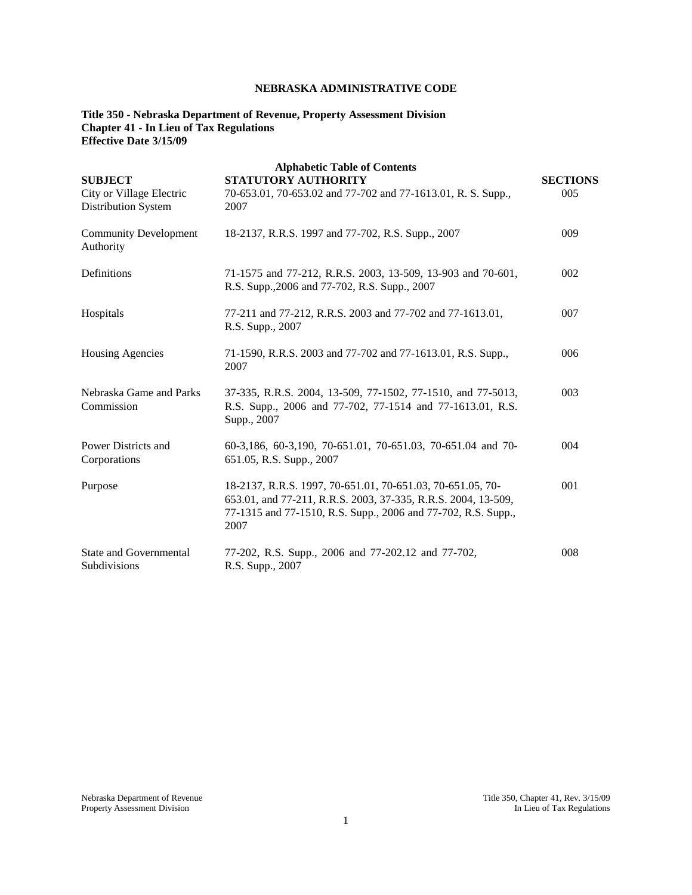# NEBRASKA ADMINISTRATIVE CODE

**Title 350 - Nebraska Department of Revenue, Property Assessment Division**
**Chapter 41 - In Lieu of Tax Regulations**
**Effective Date 3/15/09**

**Alphabetic Table of Contents**

| SUBJECT | STATUTORY AUTHORITY | SECTIONS |
|---|---|---|
| City or Village Electric Distribution System | 70-653.01, 70-653.02 and 77-702 and 77-1613.01, R. S. Supp., 2007 | 005 |
| Community Development Authority | 18-2137, R.R.S. 1997 and 77-702, R.S. Supp., 2007 | 009 |
| Definitions | 71-1575 and 77-212, R.R.S. 2003, 13-509, 13-903 and 70-601, R.S. Supp.,2006 and 77-702, R.S. Supp., 2007 | 002 |
| Hospitals | 77-211 and 77-212, R.R.S. 2003 and 77-702 and 77-1613.01, R.S. Supp., 2007 | 007 |
| Housing Agencies | 71-1590, R.R.S. 2003 and 77-702 and 77-1613.01, R.S. Supp., 2007 | 006 |
| Nebraska Game and Parks Commission | 37-335, R.R.S. 2004, 13-509, 77-1502, 77-1510, and 77-5013, R.S. Supp., 2006 and 77-702, 77-1514 and 77-1613.01, R.S. Supp., 2007 | 003 |
| Power Districts and Corporations | 60-3,186, 60-3,190, 70-651.01, 70-651.03, 70-651.04 and 70-651.05, R.S. Supp., 2007 | 004 |
| Purpose | 18-2137, R.R.S. 1997, 70-651.01, 70-651.03, 70-651.05, 70-653.01, and 77-211, R.R.S. 2003, 37-335, R.R.S. 2004, 13-509, 77-1315 and 77-1510, R.S. Supp., 2006 and 77-702, R.S. Supp., 2007 | 001 |
| State and Governmental Subdivisions | 77-202, R.S. Supp., 2006 and 77-202.12 and 77-702, R.S. Supp., 2007 | 008 |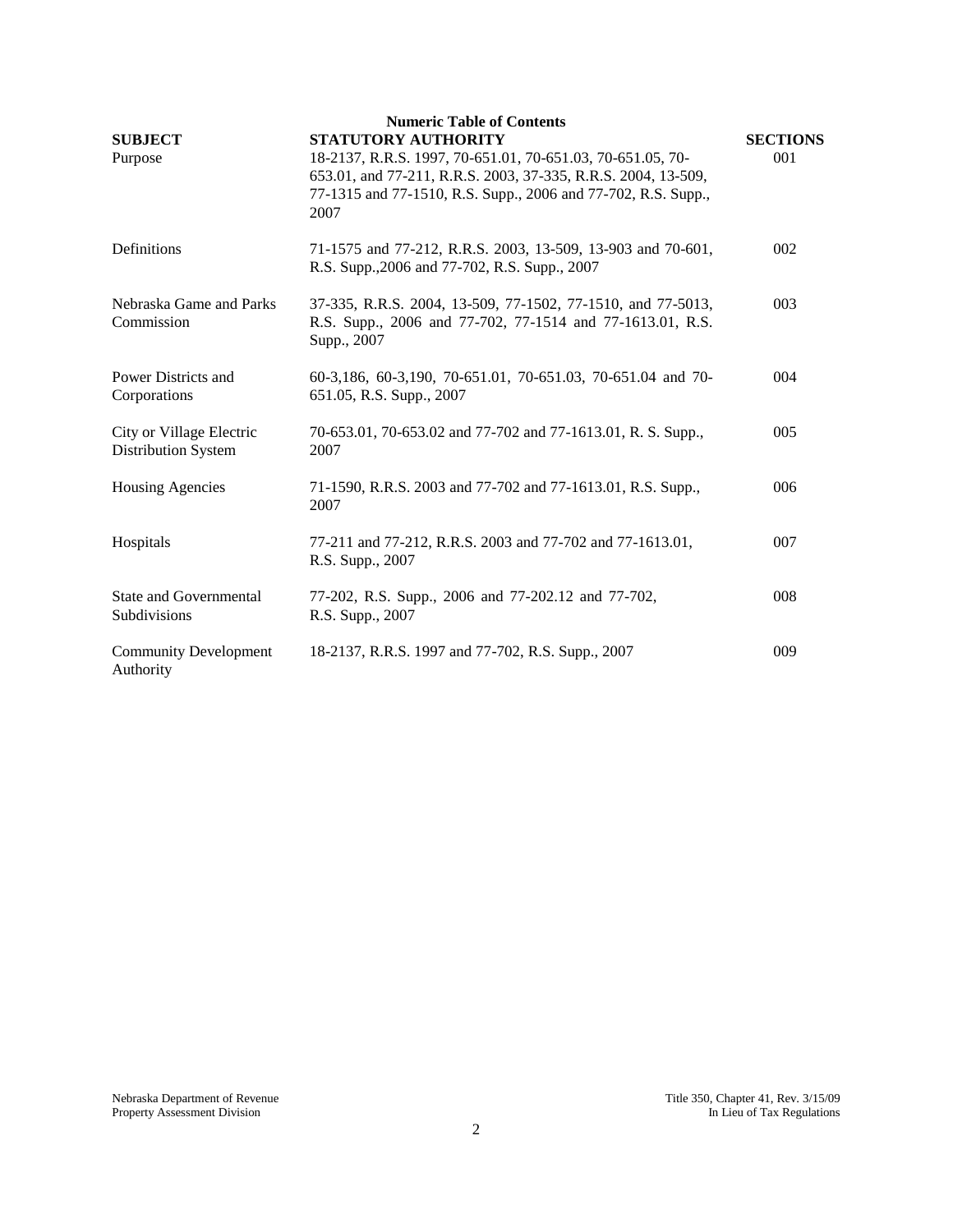**Numeric Table of Contents**

| SUBJECT | STATUTORY AUTHORITY | SECTIONS |
|---|---|---|
| Purpose | 18-2137, R.R.S. 1997, 70-651.01, 70-651.03, 70-651.05, 70-653.01, and 77-211, R.R.S. 2003, 37-335, R.R.S. 2004, 13-509, 77-1315 and 77-1510, R.S. Supp., 2006 and 77-702, R.S. Supp., 2007 | 001 |
| Definitions | 71-1575 and 77-212, R.R.S. 2003, 13-509, 13-903 and 70-601, R.S. Supp.,2006 and 77-702, R.S. Supp., 2007 | 002 |
| Nebraska Game and Parks Commission | 37-335, R.R.S. 2004, 13-509, 77-1502, 77-1510, and 77-5013, R.S. Supp., 2006 and 77-702, 77-1514 and 77-1613.01, R.S. Supp., 2007 | 003 |
| Power Districts and Corporations | 60-3,186, 60-3,190, 70-651.01, 70-651.03, 70-651.04 and 70-651.05, R.S. Supp., 2007 | 004 |
| City or Village Electric Distribution System | 70-653.01, 70-653.02 and 77-702 and 77-1613.01, R. S. Supp., 2007 | 005 |
| Housing Agencies | 71-1590, R.R.S. 2003 and 77-702 and 77-1613.01, R.S. Supp., 2007 | 006 |
| Hospitals | 77-211 and 77-212, R.R.S. 2003 and 77-702 and 77-1613.01, R.S. Supp., 2007 | 007 |
| State and Governmental Subdivisions | 77-202, R.S. Supp., 2006 and 77-202.12 and 77-702, R.S. Supp., 2007 | 008 |
| Community Development Authority | 18-2137, R.R.S. 1997 and 77-702, R.S. Supp., 2007 | 009 |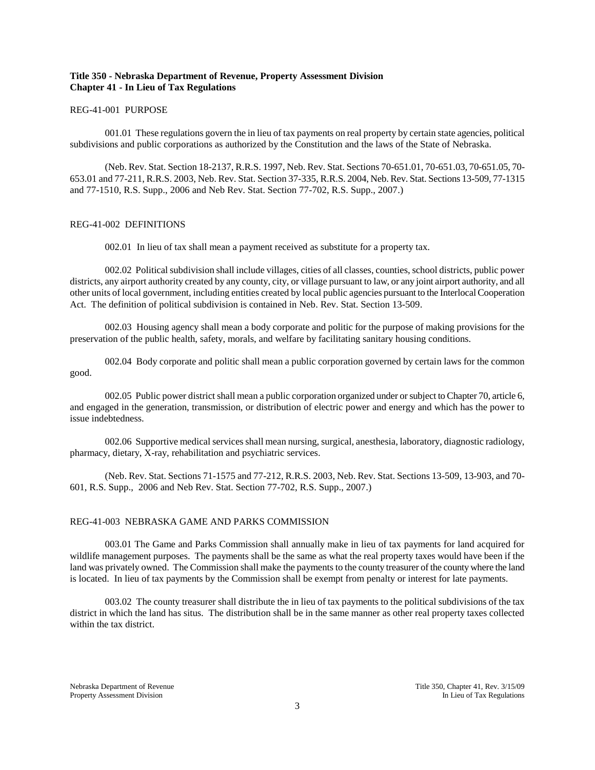**Title 350 - Nebraska Department of Revenue, Property Assessment Division**
**Chapter 41 - In Lieu of Tax Regulations**

REG-41-001 PURPOSE

001.01 These regulations govern the in lieu of tax payments on real property by certain state agencies, political subdivisions and public corporations as authorized by the Constitution and the laws of the State of Nebraska.

(Neb. Rev. Stat. Section 18-2137, R.R.S. 1997, Neb. Rev. Stat. Sections 70-651.01, 70-651.03, 70-651.05, 70-653.01 and 77-211, R.R.S. 2003, Neb. Rev. Stat. Section 37-335, R.R.S. 2004, Neb. Rev. Stat. Sections 13-509, 77-1315 and 77-1510, R.S. Supp., 2006 and Neb Rev. Stat. Section 77-702, R.S. Supp., 2007.)

REG-41-002 DEFINITIONS

002.01 In lieu of tax shall mean a payment received as substitute for a property tax.

002.02 Political subdivision shall include villages, cities of all classes, counties, school districts, public power districts, any airport authority created by any county, city, or village pursuant to law, or any joint airport authority, and all other units of local government, including entities created by local public agencies pursuant to the Interlocal Cooperation Act. The definition of political subdivision is contained in Neb. Rev. Stat. Section 13-509.

002.03 Housing agency shall mean a body corporate and politic for the purpose of making provisions for the preservation of the public health, safety, morals, and welfare by facilitating sanitary housing conditions.

002.04 Body corporate and politic shall mean a public corporation governed by certain laws for the common good.

002.05 Public power district shall mean a public corporation organized under or subject to Chapter 70, article 6, and engaged in the generation, transmission, or distribution of electric power and energy and which has the power to issue indebtedness.

002.06 Supportive medical services shall mean nursing, surgical, anesthesia, laboratory, diagnostic radiology, pharmacy, dietary, X-ray, rehabilitation and psychiatric services.

(Neb. Rev. Stat. Sections 71-1575 and 77-212, R.R.S. 2003, Neb. Rev. Stat. Sections 13-509, 13-903, and 70-601, R.S. Supp., 2006 and Neb Rev. Stat. Section 77-702, R.S. Supp., 2007.)

REG-41-003 NEBRASKA GAME AND PARKS COMMISSION

003.01 The Game and Parks Commission shall annually make in lieu of tax payments for land acquired for wildlife management purposes. The payments shall be the same as what the real property taxes would have been if the land was privately owned. The Commission shall make the payments to the county treasurer of the county where the land is located. In lieu of tax payments by the Commission shall be exempt from penalty or interest for late payments.

003.02 The county treasurer shall distribute the in lieu of tax payments to the political subdivisions of the tax district in which the land has situs. The distribution shall be in the same manner as other real property taxes collected within the tax district.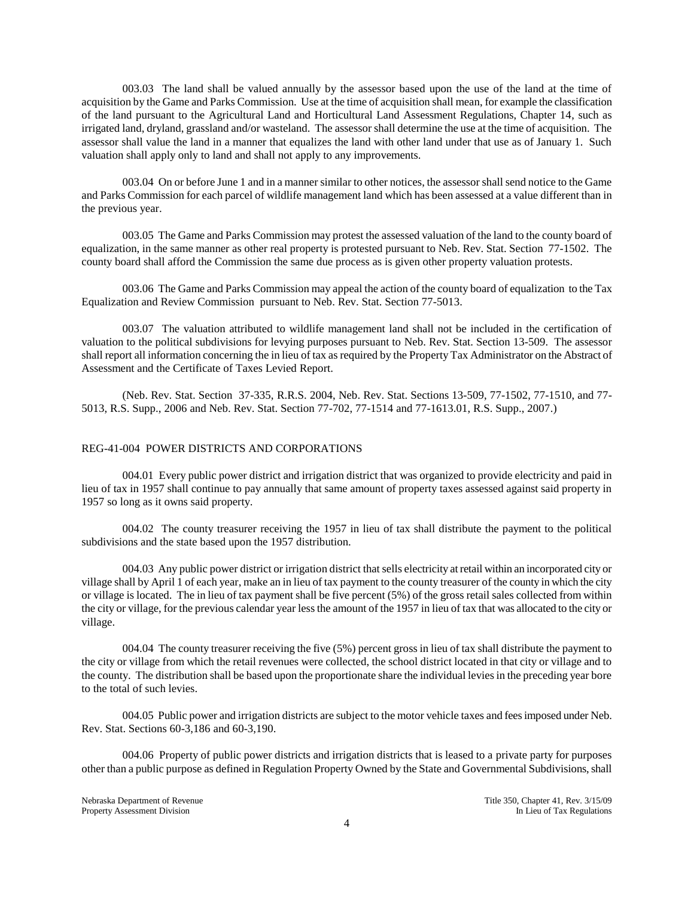003.03 The land shall be valued annually by the assessor based upon the use of the land at the time of acquisition by the Game and Parks Commission. Use at the time of acquisition shall mean, for example the classification of the land pursuant to the Agricultural Land and Horticultural Land Assessment Regulations, Chapter 14, such as irrigated land, dryland, grassland and/or wasteland. The assessor shall determine the use at the time of acquisition. The assessor shall value the land in a manner that equalizes the land with other land under that use as of January 1. Such valuation shall apply only to land and shall not apply to any improvements.

003.04 On or before June 1 and in a manner similar to other notices, the assessor shall send notice to the Game and Parks Commission for each parcel of wildlife management land which has been assessed at a value different than in the previous year.

003.05 The Game and Parks Commission may protest the assessed valuation of the land to the county board of equalization, in the same manner as other real property is protested pursuant to Neb. Rev. Stat. Section 77-1502. The county board shall afford the Commission the same due process as is given other property valuation protests.

003.06 The Game and Parks Commission may appeal the action of the county board of equalization to the Tax Equalization and Review Commission pursuant to Neb. Rev. Stat. Section 77-5013.

003.07 The valuation attributed to wildlife management land shall not be included in the certification of valuation to the political subdivisions for levying purposes pursuant to Neb. Rev. Stat. Section 13-509. The assessor shall report all information concerning the in lieu of tax as required by the Property Tax Administrator on the Abstract of Assessment and the Certificate of Taxes Levied Report.

(Neb. Rev. Stat. Section 37-335, R.R.S. 2004, Neb. Rev. Stat. Sections 13-509, 77-1502, 77-1510, and 77-5013, R.S. Supp., 2006 and Neb. Rev. Stat. Section 77-702, 77-1514 and 77-1613.01, R.S. Supp., 2007.)

## REG-41-004 POWER DISTRICTS AND CORPORATIONS

004.01 Every public power district and irrigation district that was organized to provide electricity and paid in lieu of tax in 1957 shall continue to pay annually that same amount of property taxes assessed against said property in 1957 so long as it owns said property.

004.02 The county treasurer receiving the 1957 in lieu of tax shall distribute the payment to the political subdivisions and the state based upon the 1957 distribution.

004.03 Any public power district or irrigation district that sells electricity at retail within an incorporated city or village shall by April 1 of each year, make an in lieu of tax payment to the county treasurer of the county in which the city or village is located. The in lieu of tax payment shall be five percent (5%) of the gross retail sales collected from within the city or village, for the previous calendar year less the amount of the 1957 in lieu of tax that was allocated to the city or village.

004.04 The county treasurer receiving the five (5%) percent gross in lieu of tax shall distribute the payment to the city or village from which the retail revenues were collected, the school district located in that city or village and to the county. The distribution shall be based upon the proportionate share the individual levies in the preceding year bore to the total of such levies.

004.05 Public power and irrigation districts are subject to the motor vehicle taxes and fees imposed under Neb. Rev. Stat. Sections 60-3,186 and 60-3,190.

004.06 Property of public power districts and irrigation districts that is leased to a private party for purposes other than a public purpose as defined in Regulation Property Owned by the State and Governmental Subdivisions, shall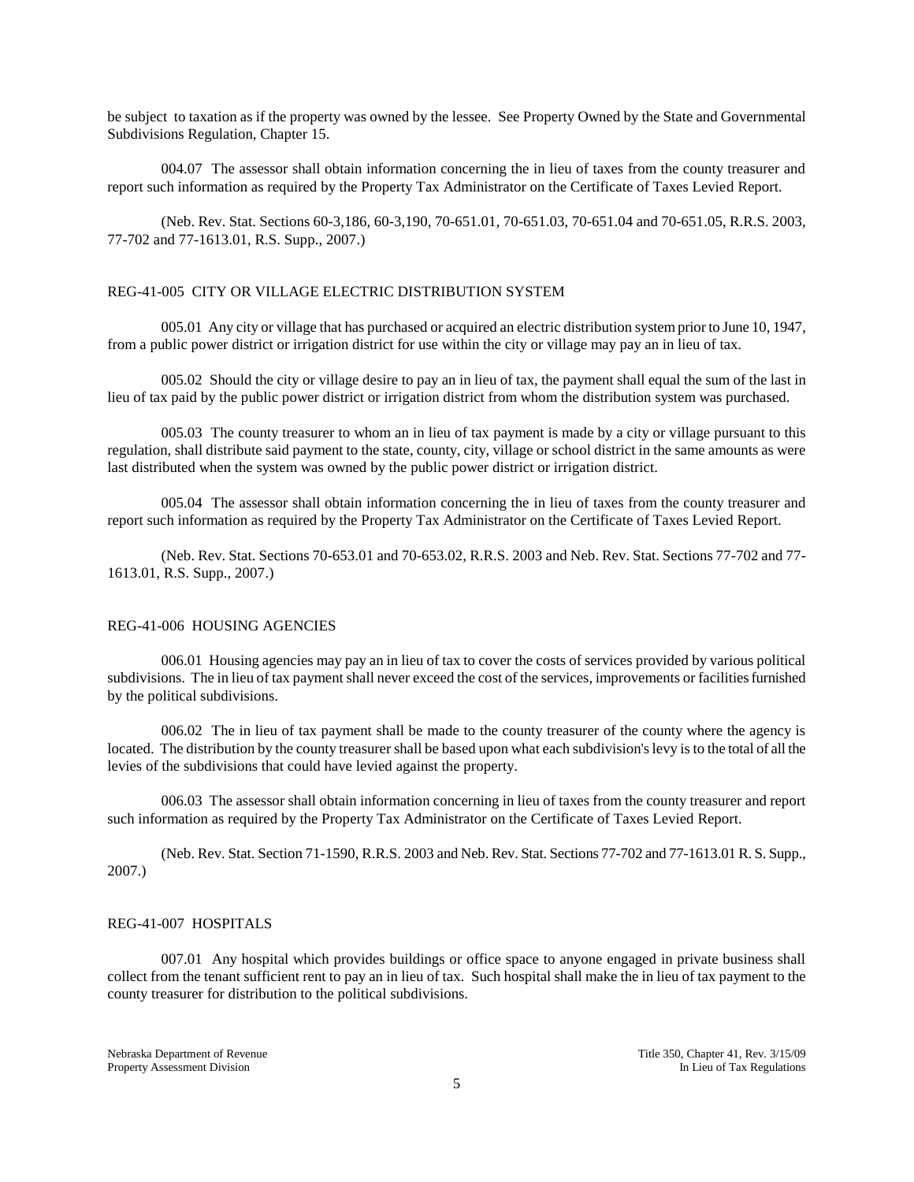be subject to taxation as if the property was owned by the lessee. See Property Owned by the State and Governmental Subdivisions Regulation, Chapter 15.

004.07 The assessor shall obtain information concerning the in lieu of taxes from the county treasurer and report such information as required by the Property Tax Administrator on the Certificate of Taxes Levied Report.

(Neb. Rev. Stat. Sections 60-3,186, 60-3,190, 70-651.01, 70-651.03, 70-651.04 and 70-651.05, R.R.S. 2003, 77-702 and 77-1613.01, R.S. Supp., 2007.)

## REG-41-005 CITY OR VILLAGE ELECTRIC DISTRIBUTION SYSTEM

005.01 Any city or village that has purchased or acquired an electric distribution system prior to June 10, 1947, from a public power district or irrigation district for use within the city or village may pay an in lieu of tax.

005.02 Should the city or village desire to pay an in lieu of tax, the payment shall equal the sum of the last in lieu of tax paid by the public power district or irrigation district from whom the distribution system was purchased.

005.03 The county treasurer to whom an in lieu of tax payment is made by a city or village pursuant to this regulation, shall distribute said payment to the state, county, city, village or school district in the same amounts as were last distributed when the system was owned by the public power district or irrigation district.

005.04 The assessor shall obtain information concerning the in lieu of taxes from the county treasurer and report such information as required by the Property Tax Administrator on the Certificate of Taxes Levied Report.

(Neb. Rev. Stat. Sections 70-653.01 and 70-653.02, R.R.S. 2003 and Neb. Rev. Stat. Sections 77-702 and 77-1613.01, R.S. Supp., 2007.)

## REG-41-006 HOUSING AGENCIES

006.01 Housing agencies may pay an in lieu of tax to cover the costs of services provided by various political subdivisions. The in lieu of tax payment shall never exceed the cost of the services, improvements or facilities furnished by the political subdivisions.

006.02 The in lieu of tax payment shall be made to the county treasurer of the county where the agency is located. The distribution by the county treasurer shall be based upon what each subdivision's levy is to the total of all the levies of the subdivisions that could have levied against the property.

006.03 The assessor shall obtain information concerning in lieu of taxes from the county treasurer and report such information as required by the Property Tax Administrator on the Certificate of Taxes Levied Report.

(Neb. Rev. Stat. Section 71-1590, R.R.S. 2003 and Neb. Rev. Stat. Sections 77-702 and 77-1613.01 R. S. Supp., 2007.)

## REG-41-007 HOSPITALS

007.01 Any hospital which provides buildings or office space to anyone engaged in private business shall collect from the tenant sufficient rent to pay an in lieu of tax. Such hospital shall make the in lieu of tax payment to the county treasurer for distribution to the political subdivisions.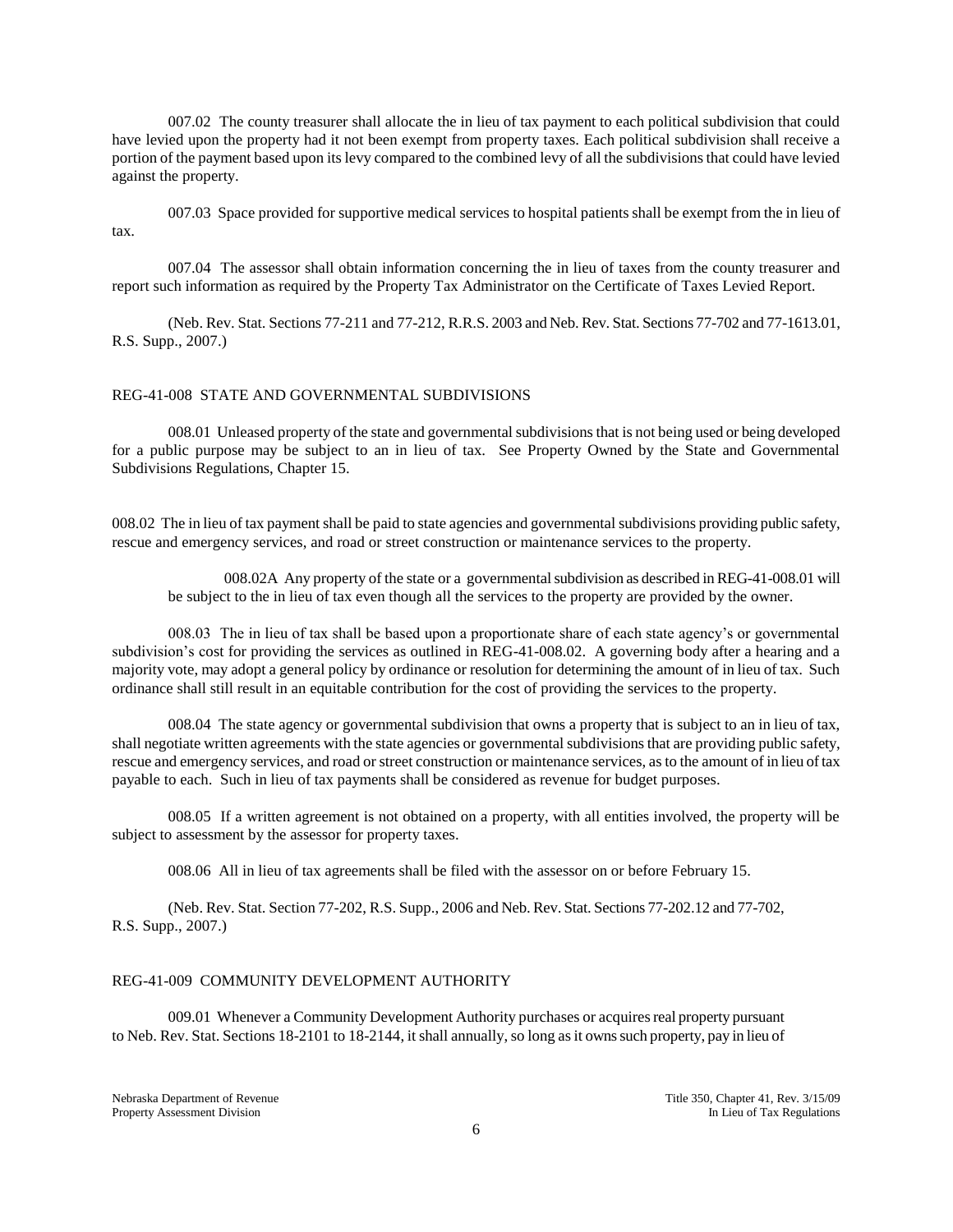007.02 The county treasurer shall allocate the in lieu of tax payment to each political subdivision that could have levied upon the property had it not been exempt from property taxes. Each political subdivision shall receive a portion of the payment based upon its levy compared to the combined levy of all the subdivisions that could have levied against the property.

007.03 Space provided for supportive medical services to hospital patients shall be exempt from the in lieu of tax.

007.04 The assessor shall obtain information concerning the in lieu of taxes from the county treasurer and report such information as required by the Property Tax Administrator on the Certificate of Taxes Levied Report.

(Neb. Rev. Stat. Sections 77-211 and 77-212, R.R.S. 2003 and Neb. Rev. Stat. Sections 77-702 and 77-1613.01, R.S. Supp., 2007.)

## REG-41-008 STATE AND GOVERNMENTAL SUBDIVISIONS

008.01 Unleased property of the state and governmental subdivisions that is not being used or being developed for a public purpose may be subject to an in lieu of tax. See Property Owned by the State and Governmental Subdivisions Regulations, Chapter 15.

008.02 The in lieu of tax payment shall be paid to state agencies and governmental subdivisions providing public safety, rescue and emergency services, and road or street construction or maintenance services to the property.

008.02A Any property of the state or a governmental subdivision as described in REG-41-008.01 will be subject to the in lieu of tax even though all the services to the property are provided by the owner.

008.03 The in lieu of tax shall be based upon a proportionate share of each state agency's or governmental subdivision's cost for providing the services as outlined in REG-41-008.02. A governing body after a hearing and a majority vote, may adopt a general policy by ordinance or resolution for determining the amount of in lieu of tax. Such ordinance shall still result in an equitable contribution for the cost of providing the services to the property.

008.04 The state agency or governmental subdivision that owns a property that is subject to an in lieu of tax, shall negotiate written agreements with the state agencies or governmental subdivisions that are providing public safety, rescue and emergency services, and road or street construction or maintenance services, as to the amount of in lieu of tax payable to each. Such in lieu of tax payments shall be considered as revenue for budget purposes.

008.05 If a written agreement is not obtained on a property, with all entities involved, the property will be subject to assessment by the assessor for property taxes.

008.06 All in lieu of tax agreements shall be filed with the assessor on or before February 15.

(Neb. Rev. Stat. Section 77-202, R.S. Supp., 2006 and Neb. Rev. Stat. Sections 77-202.12 and 77-702, R.S. Supp., 2007.)

## REG-41-009 COMMUNITY DEVELOPMENT AUTHORITY

009.01 Whenever a Community Development Authority purchases or acquires real property pursuant to Neb. Rev. Stat. Sections 18-2101 to 18-2144, it shall annually, so long as it owns such property, pay in lieu of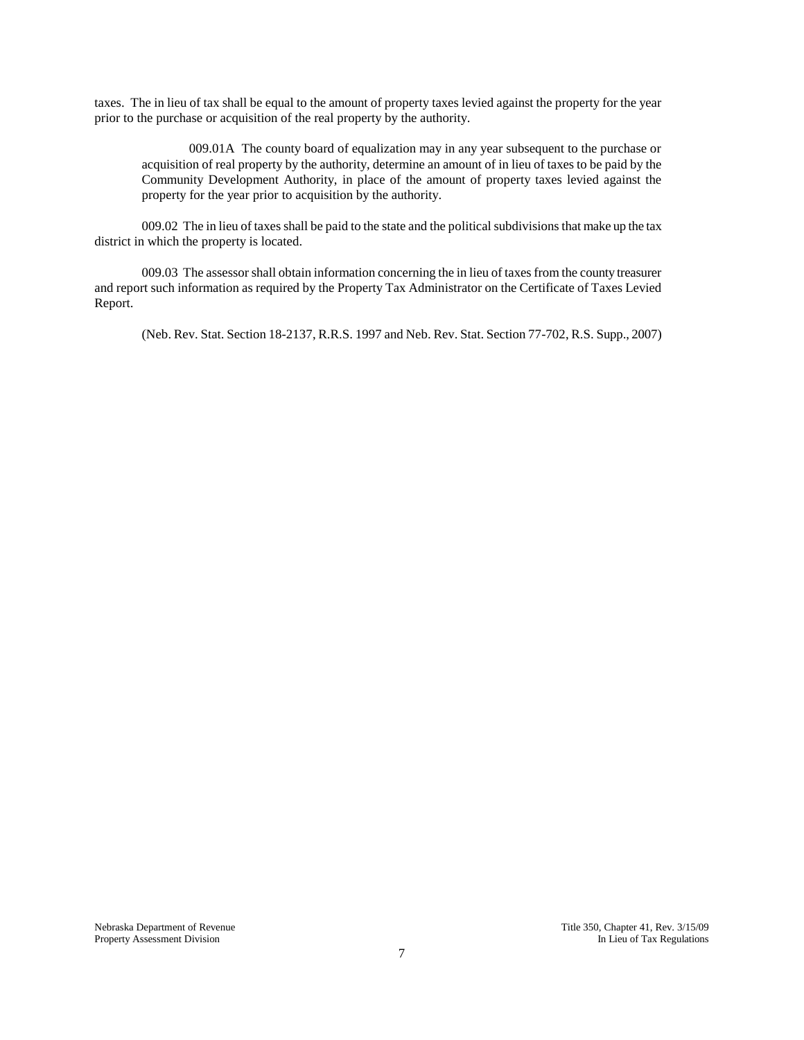taxes. The in lieu of tax shall be equal to the amount of property taxes levied against the property for the year prior to the purchase or acquisition of the real property by the authority.

009.01A The county board of equalization may in any year subsequent to the purchase or acquisition of real property by the authority, determine an amount of in lieu of taxes to be paid by the Community Development Authority, in place of the amount of property taxes levied against the property for the year prior to acquisition by the authority.

009.02 The in lieu of taxes shall be paid to the state and the political subdivisions that make up the tax district in which the property is located.

009.03 The assessor shall obtain information concerning the in lieu of taxes from the county treasurer and report such information as required by the Property Tax Administrator on the Certificate of Taxes Levied Report.

(Neb. Rev. Stat. Section 18-2137, R.R.S. 1997 and Neb. Rev. Stat. Section 77-702, R.S. Supp., 2007)